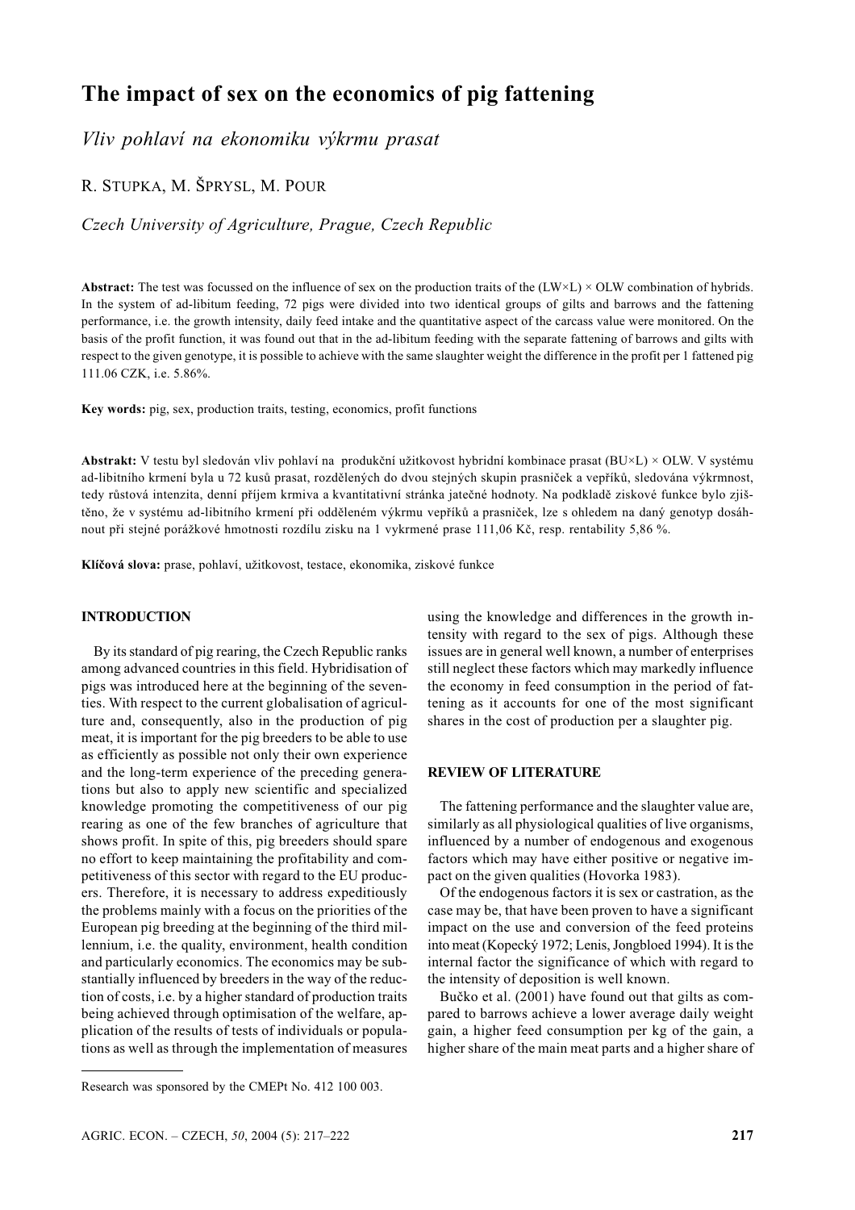# The impact of sex on the economics of pig fattening

*Vliv pohlaví na ekonomiku výkrmu prasat*

R. STUPKA, M. ŠPRYSL, M. POUR

*Czech University of Agriculture, Prague, Czech Republic*

**Abstract:** The test was focussed on the influence of sex on the production traits of the (LW×L) × OLW combination of hybrids. In the system of ad-libitum feeding, 72 pigs were divided into two identical groups of gilts and barrows and the fattening performance, i.e. the growth intensity, daily feed intake and the quantitative aspect of the carcass value were monitored. On the basis of the profit function, it was found out that in the ad-libitum feeding with the separate fattening of barrows and gilts with respect to the given genotype, it is possible to achieve with the same slaughter weight the difference in the profit per 1 fattened pig 111.06 CZK, i.e. 5.86%.

**Key words:** pig, sex, production traits, testing, economics, profit functions

**Abstrakt:** V testu byl sledován vliv pohlaví na produkční užitkovost hybridní kombinace prasat (BU×L) × OLW. V systému ad-libitního krmení byla u 72 kusů prasat, rozdělených do dvou stejných skupin prasniček a vepříků, sledována výkrmnost, tedy růstová intenzita, denní příjem krmiva a kvantitativní stránka jatečné hodnoty. Na podkladě ziskové funkce bylo zjištěno, že v systému ad-libitního krmení při odděleném výkrmu vepříků a prasniček, lze s ohledem na daný genotyp dosáhnout při stejné porážkové hmotnosti rozdílu zisku na 1 vykrmené prase 111,06 Kč, resp. rentability 5,86 %.

**Klíčová slova:** prase, pohlaví, užitkovost, testace, ekonomika, ziskové funkce

## INTRODUCTION

By its standard of pig rearing, the Czech Republic ranks among advanced countries in this field. Hybridisation of pigs was introduced here at the beginning of the seventies. With respect to the current globalisation of agriculture and, consequently, also in the production of pig meat, it is important for the pig breeders to be able to use as efficiently as possible not only their own experience and the long-term experience of the preceding generations but also to apply new scientific and specialized knowledge promoting the competitiveness of our pig rearing as one of the few branches of agriculture that shows profit. In spite of this, pig breeders should spare no effort to keep maintaining the profitability and competitiveness of this sector with regard to the EU producers. Therefore, it is necessary to address expeditiously the problems mainly with a focus on the priorities of the European pig breeding at the beginning of the third millennium, i.e. the quality, environment, health condition and particularly economics. The economics may be substantially influenced by breeders in the way of the reduction of costs, i.e. by a higher standard of production traits being achieved through optimisation of the welfare, application of the results of tests of individuals or populations as well as through the implementation of measures using the knowledge and differences in the growth intensity with regard to the sex of pigs. Although these issues are in general well known, a number of enterprises still neglect these factors which may markedly influence the economy in feed consumption in the period of fattening as it accounts for one of the most significant shares in the cost of production per a slaughter pig.

## REVIEW OF LITERATURE

The fattening performance and the slaughter value are, similarly as all physiological qualities of live organisms, influenced by a number of endogenous and exogenous factors which may have either positive or negative impact on the given qualities (Hovorka 1983).

Of the endogenous factors it is sex or castration, as the case may be, that have been proven to have a significant impact on the use and conversion of the feed proteins into meat (Kopecký 1972; Lenis, Jongbloed 1994). It is the internal factor the significance of which with regard to the intensity of deposition is well known.

Bučko et al. (2001) have found out that gilts as compared to barrows achieve a lower average daily weight gain, a higher feed consumption per kg of the gain, a higher share of the main meat parts and a higher share of

Research was sponsored by the CMEPt No. 412 100 003.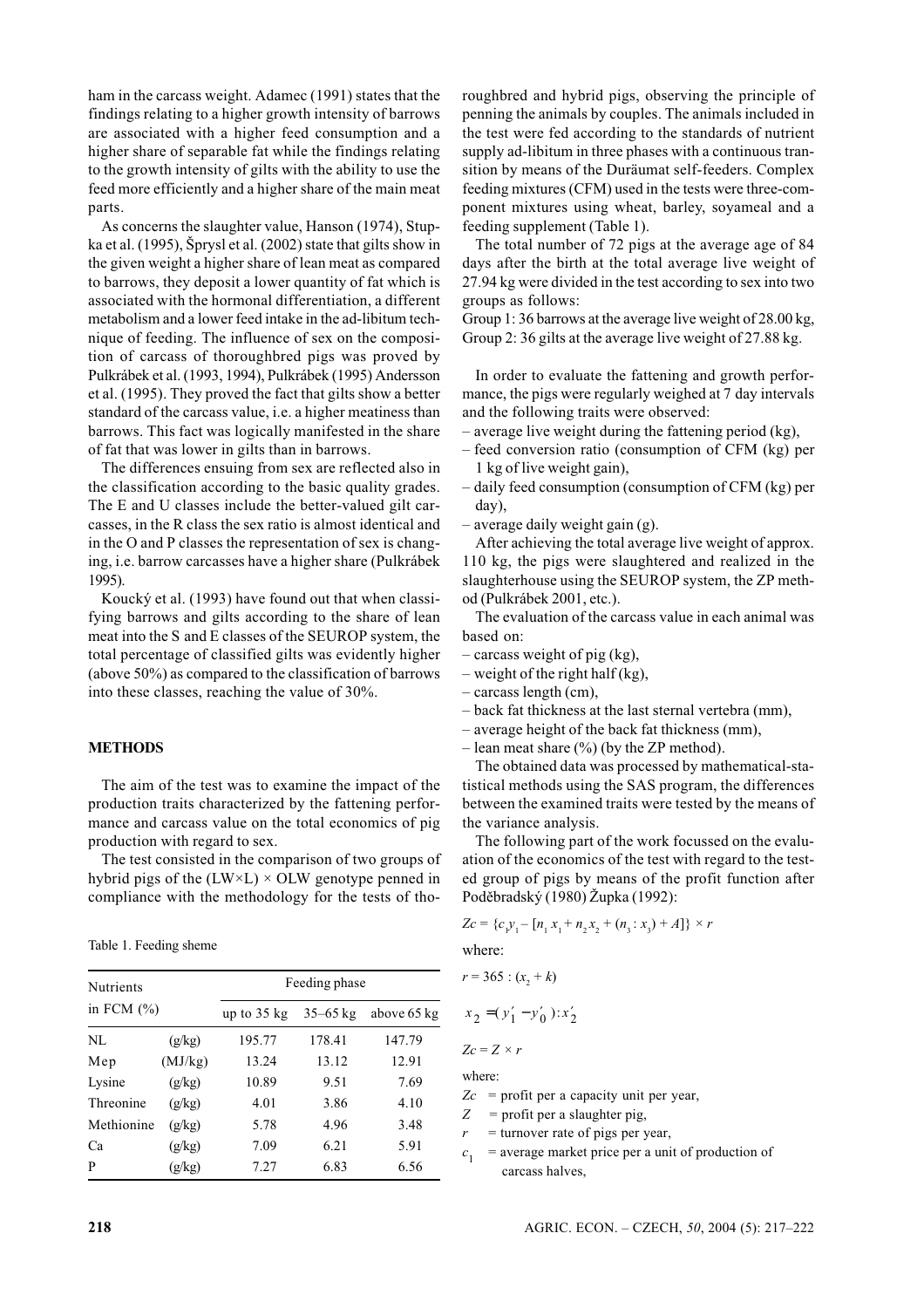ham in the carcass weight. Adamec (1991) states that the findings relating to a higher growth intensity of barrows are associated with a higher feed consumption and a higher share of separable fat while the findings relating to the growth intensity of gilts with the ability to use the feed more efficiently and a higher share of the main meat parts.

As concerns the slaughter value, Hanson (1974), Stupka et al. (1995), Šprysl et al. (2002) state that gilts show in the given weight a higher share of lean meat as compared to barrows, they deposit a lower quantity of fat which is associated with the hormonal differentiation, a different metabolism and a lower feed intake in the ad-libitum technique of feeding. The influence of sex on the composition of carcass of thoroughbred pigs was proved by Pulkrábek et al. (1993, 1994), Pulkrábek (1995) Andersson et al. (1995). They proved the fact that gilts show a better standard of the carcass value, i.e. a higher meatiness than barrows. This fact was logically manifested in the share of fat that was lower in gilts than in barrows.

The differences ensuing from sex are reflected also in the classification according to the basic quality grades. The E and U classes include the better-valued gilt carcasses, in the R class the sex ratio is almost identical and in the O and P classes the representation of sex is changing, i.e. barrow carcasses have a higher share (Pulkrábek 1995).

Koucký et al. (1993) have found out that when classifying barrows and gilts according to the share of lean meat into the S and E classes of the SEUROP system, the total percentage of classified gilts was evidently higher (above 50%) as compared to the classification of barrows into these classes, reaching the value of 30%.

## METHODS

The aim of the test was to examine the impact of the production traits characterized by the fattening performance and carcass value on the total economics of pig production with regard to sex.

The test consisted in the comparison of two groups of hybrid pigs of the (LW×L) × OLW genotype penned in compliance with the methodology for the tests of thoroughbred and hybrid pigs, observing the principle of penning the animals by couples. The animals included in the test were fed according to the standards of nutrient supply ad-libitum in three phases with a continuous transition by means of the Duräumat self-feeders. Complex feeding mixtures (CFM) used in the tests were three-component mixtures using wheat, barley, soyameal and a feeding supplement (Table 1).

Table 1. Feeding sheme

| Nutrients in FCM (%) | | Feeding phase | | |
|---|---|---|---|---|
| | | up to 35 kg | 35–65 kg | above 65 kg |
| NL | (g/kg) | 195.77 | 178.41 | 147.79 |
| Mep | (MJ/kg) | 13.24 | 13.12 | 12.91 |
| Lysine | (g/kg) | 10.89 | 9.51 | 7.69 |
| Threonine | (g/kg) | 4.01 | 3.86 | 4.10 |
| Methionine | (g/kg) | 5.78 | 4.96 | 3.48 |
| Ca | (g/kg) | 7.09 | 6.21 | 5.91 |
| P | (g/kg) | 7.27 | 6.83 | 6.56 |

The total number of 72 pigs at the average age of 84 days after the birth at the total average live weight of 27.94 kg were divided in the test according to sex into two groups as follows:

Group 1: 36 barrows at the average live weight of 28.00 kg,
Group 2: 36 gilts at the average live weight of 27.88 kg.

In order to evaluate the fattening and growth performance, the pigs were regularly weighed at 7 day intervals and the following traits were observed:

– average live weight during the fattening period (kg),
– feed conversion ratio (consumption of CFM (kg) per 1 kg of live weight gain),
– daily feed consumption (consumption of CFM (kg) per day),
– average daily weight gain (g).

After achieving the total average live weight of approx. 110 kg, the pigs were slaughtered and realized in the slaughterhouse using the SEUROP system, the ZP method (Pulkrábek 2001, etc.).

The evaluation of the carcass value in each animal was based on:

– carcass weight of pig (kg),
– weight of the right half (kg),
– carcass length (cm),
– back fat thickness at the last sternal vertebra (mm),
– average height of the back fat thickness (mm),
– lean meat share (%) (by the ZP method).

The obtained data was processed by mathematical-statistical methods using the SAS program, the differences between the examined traits were tested by the means of the variance analysis.

The following part of the work focussed on the evaluation of the economics of the test with regard to the tested group of pigs by means of the profit function after Poděbradský (1980) Župka (1992):

$$Zc = \{c_1 y_1 - [n_1 x_1 + n_2 x_2 + (n_3 : x_3) + A]\} \times r$$

where:

$$r = 365 : (x_2 + k)$$

$$x_2 = (y'_1 - y'_0) : x'_2$$

$$Zc = Z \times r$$

where:

$Zc$ = profit per a capacity unit per year,
$Z$ = profit per a slaughter pig,
$r$ = turnover rate of pigs per year,
$c_1$ = average market price per a unit of production of carcass halves,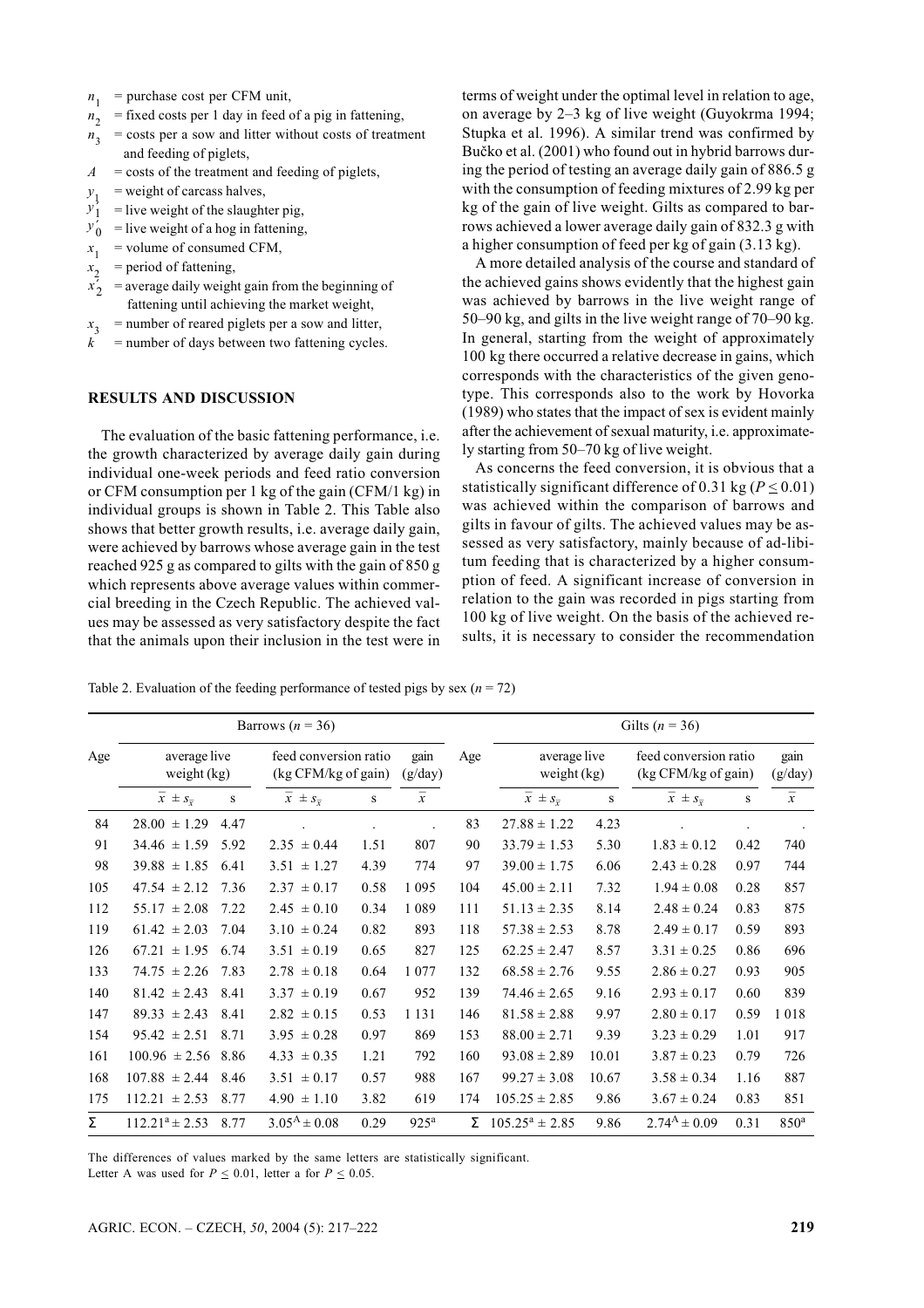$n_1$ = purchase cost per CFM unit,
$n_2$ = fixed costs per 1 day in feed of a pig in fattening,
$n_3$ = costs per a sow and litter without costs of treatment and feeding of piglets,
$A$ = costs of the treatment and feeding of piglets,
$y_1$ = weight of carcass halves,
$y_1'$ = live weight of the slaughter pig,
$y_0'$ = live weight of a hog in fattening,
$x_1$ = volume of consumed CFM,
$x_2$ = period of fattening,
$x_2'$ = average daily weight gain from the beginning of fattening until achieving the market weight,
$x_3$ = number of reared piglets per a sow and litter,
$k$ = number of days between two fattening cycles.

## RESULTS AND DISCUSSION

The evaluation of the basic fattening performance, i.e. the growth characterized by average daily gain during individual one-week periods and feed ratio conversion or CFM consumption per 1 kg of the gain (CFM/1 kg) in individual groups is shown in Table 2. This Table also shows that better growth results, i.e. average daily gain, were achieved by barrows whose average gain in the test reached 925 g as compared to gilts with the gain of 850 g which represents above average values within commercial breeding in the Czech Republic. The achieved values may be assessed as very satisfactory despite the fact that the animals upon their inclusion in the test were in terms of weight under the optimal level in relation to age, on average by 2–3 kg of live weight (Guyokrma 1994; Stupka et al. 1996). A similar trend was confirmed by Bučko et al. (2001) who found out in hybrid barrows during the period of testing an average daily gain of 886.5 g with the consumption of feeding mixtures of 2.99 kg per kg of the gain of live weight. Gilts as compared to barrows achieved a lower average daily gain of 832.3 g with a higher consumption of feed per kg of gain (3.13 kg).

A more detailed analysis of the course and standard of the achieved gains shows evidently that the highest gain was achieved by barrows in the live weight range of 50–90 kg, and gilts in the live weight range of 70–90 kg. In general, starting from the weight of approximately 100 kg there occurred a relative decrease in gains, which corresponds with the characteristics of the given genotype. This corresponds also to the work by Hovorka (1989) who states that the impact of sex is evident mainly after the achievement of sexual maturity, i.e. approximately starting from 50–70 kg of live weight.

As concerns the feed conversion, it is obvious that a statistically significant difference of 0.31 kg ($P \leq 0.01$) was achieved within the comparison of barrows and gilts in favour of gilts. The achieved values may be assessed as very satisfactory, mainly because of ad-libitum feeding that is characterized by a higher consumption of feed. A significant increase of conversion in relation to the gain was recorded in pigs starting from 100 kg of live weight. On the basis of the achieved results, it is necessary to consider the recommendation

Table 2. Evaluation of the feeding performance of tested pigs by sex ($n$ = 72)

| Barrows ($n$ = 36) | | | | | | Gilts ($n$ = 36) | | | | | |
|---|---|---|---|---|---|---|---|---|---|---|---|
| Age | average live weight (kg) | | feed conversion ratio (kg CFM/kg of gain) | | gain (g/day) | Age | average live weight (kg) | | feed conversion ratio (kg CFM/kg of gain) | | gain (g/day) |
| | $\bar{x} \pm s_{\bar{x}}$ | s | $\bar{x} \pm s_{\bar{x}}$ | s | $\bar{x}$ | | $\bar{x} \pm s_{\bar{x}}$ | s | $\bar{x} \pm s_{\bar{x}}$ | s | $\bar{x}$ |
| 84 | 28.00 ± 1.29 | 4.47 | . | . | . | 83 | 27.88 ± 1.22 | 4.23 | . | . | . |
| 91 | 34.46 ± 1.59 | 5.92 | 2.35 ± 0.44 | 1.51 | 807 | 90 | 33.79 ± 1.53 | 5.30 | 1.83 ± 0.12 | 0.42 | 740 |
| 98 | 39.88 ± 1.85 | 6.41 | 3.51 ± 1.27 | 4.39 | 774 | 97 | 39.00 ± 1.75 | 6.06 | 2.43 ± 0.28 | 0.97 | 744 |
| 105 | 47.54 ± 2.12 | 7.36 | 2.37 ± 0.17 | 0.58 | 1 095 | 104 | 45.00 ± 2.11 | 7.32 | 1.94 ± 0.08 | 0.28 | 857 |
| 112 | 55.17 ± 2.08 | 7.22 | 2.45 ± 0.10 | 0.34 | 1 089 | 111 | 51.13 ± 2.35 | 8.14 | 2.48 ± 0.24 | 0.83 | 875 |
| 119 | 61.42 ± 2.03 | 7.04 | 3.10 ± 0.24 | 0.82 | 893 | 118 | 57.38 ± 2.53 | 8.78 | 2.49 ± 0.17 | 0.59 | 893 |
| 126 | 67.21 ± 1.95 | 6.74 | 3.51 ± 0.19 | 0.65 | 827 | 125 | 62.25 ± 2.47 | 8.57 | 3.31 ± 0.25 | 0.86 | 696 |
| 133 | 74.75 ± 2.26 | 7.83 | 2.78 ± 0.18 | 0.64 | 1 077 | 132 | 68.58 ± 2.76 | 9.55 | 2.86 ± 0.27 | 0.93 | 905 |
| 140 | 81.42 ± 2.43 | 8.41 | 3.37 ± 0.19 | 0.67 | 952 | 139 | 74.46 ± 2.65 | 9.16 | 2.93 ± 0.17 | 0.60 | 839 |
| 147 | 89.33 ± 2.43 | 8.41 | 2.82 ± 0.15 | 0.53 | 1 131 | 146 | 81.58 ± 2.88 | 9.97 | 2.80 ± 0.17 | 0.59 | 1 018 |
| 154 | 95.42 ± 2.51 | 8.71 | 3.95 ± 0.28 | 0.97 | 869 | 153 | 88.00 ± 2.71 | 9.39 | 3.23 ± 0.29 | 1.01 | 917 |
| 161 | 100.96 ± 2.56 | 8.86 | 4.33 ± 0.35 | 1.21 | 792 | 160 | 93.08 ± 2.89 | 10.01 | 3.87 ± 0.23 | 0.79 | 726 |
| 168 | 107.88 ± 2.44 | 8.46 | 3.51 ± 0.17 | 0.57 | 988 | 167 | 99.27 ± 3.08 | 10.67 | 3.58 ± 0.34 | 1.16 | 887 |
| 175 | 112.21 ± 2.53 | 8.77 | 4.90 ± 1.10 | 3.82 | 619 | 174 | 105.25 ± 2.85 | 9.86 | 3.67 ± 0.24 | 0.83 | 851 |
| Σ | 112.21[a] ± 2.53 | 8.77 | 3.05[A] ± 0.08 | 0.29 | 925[a] | Σ | 105.25[a] ± 2.85 | 9.86 | 2.74[A] ± 0.09 | 0.31 | 850[a] |

The differences of values marked by the same letters are statistically significant.
Letter A was used for $P \leq 0.01$, letter a for $P \leq 0.05$.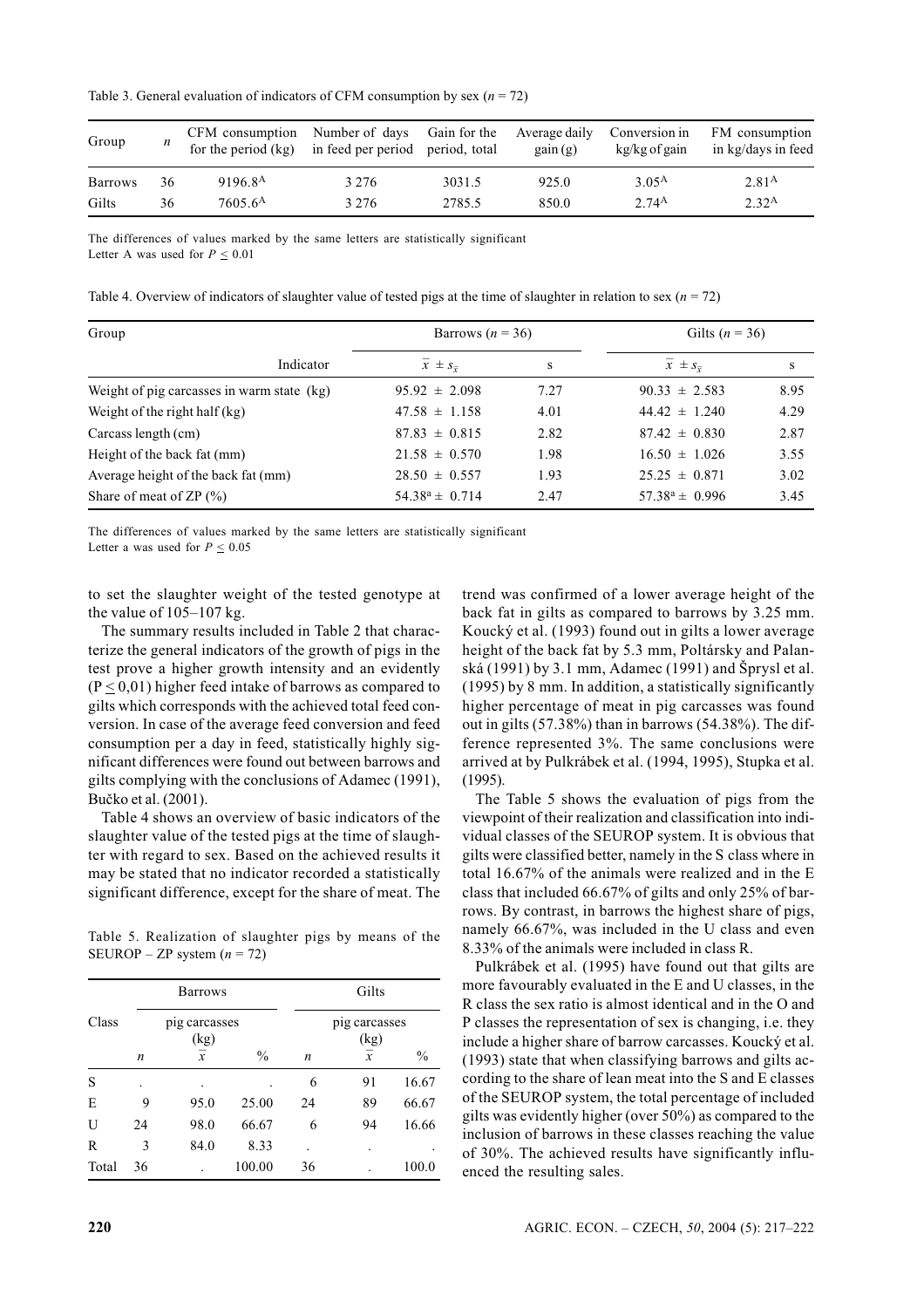Table 3. General evaluation of indicators of CFM consumption by sex ($n$ = 72)

| Group | $n$ | CFM consumption for the period (kg) | Number of days in feed per period | Gain for the period, total | Average daily gain (g) | Conversion in kg/kg of gain | FM consumption in kg/days in feed |
|---|---|---|---|---|---|---|---|
| Barrows | 36 | 9196.8$^A$ | 3 276 | 3031.5 | 925.0 | 3.05$^A$ | 2.81$^A$ |
| Gilts | 36 | 7605.6$^A$ | 3 276 | 2785.5 | 850.0 | 2.74$^A$ | 2.32$^A$ |

The differences of values marked by the same letters are statistically significant
Letter A was used for $P \leq 0.01$

Table 4. Overview of indicators of slaughter value of tested pigs at the time of slaughter in relation to sex ($n$ = 72)

| Group | Barrows ($n$ = 36) | | Gilts ($n$ = 36) | |
|---|---|---|---|---|
| Indicator | $\bar{x} \pm s_{\bar{x}}$ | s | $\bar{x} \pm s_{\bar{x}}$ | s |
| Weight of pig carcasses in warm state (kg) | 95.92 ± 2.098 | 7.27 | 90.33 ± 2.583 | 8.95 |
| Weight of the right half (kg) | 47.58 ± 1.158 | 4.01 | 44.42 ± 1.240 | 4.29 |
| Carcass length (cm) | 87.83 ± 0.815 | 2.82 | 87.42 ± 0.830 | 2.87 |
| Height of the back fat (mm) | 21.58 ± 0.570 | 1.98 | 16.50 ± 1.026 | 3.55 |
| Average height of the back fat (mm) | 28.50 ± 0.557 | 1.93 | 25.25 ± 0.871 | 3.02 |
| Share of meat of ZP (%) | 54.38$^a$ ± 0.714 | 2.47 | 57.38$^a$ ± 0.996 | 3.45 |

The differences of values marked by the same letters are statistically significant
Letter a was used for $P \leq 0.05$

to set the slaughter weight of the tested genotype at the value of 105–107 kg.

The summary results included in Table 2 that characterize the general indicators of the growth of pigs in the test prove a higher growth intensity and an evidently ($P \leq 0{,}01$) higher feed intake of barrows as compared to gilts which corresponds with the achieved total feed conversion. In case of the average feed conversion and feed consumption per a day in feed, statistically highly significant differences were found out between barrows and gilts complying with the conclusions of Adamec (1991), Bučko et al. (2001).

Table 4 shows an overview of basic indicators of the slaughter value of the tested pigs at the time of slaughter with regard to sex. Based on the achieved results it may be stated that no indicator recorded a statistically significant difference, except for the share of meat. The trend was confirmed of a lower average height of the back fat in gilts as compared to barrows by 3.25 mm. Koucký et al. (1993) found out in gilts a lower average height of the back fat by 5.3 mm, Poltársky and Palanská (1991) by 3.1 mm, Adamec (1991) and Šprysl et al. (1995) by 8 mm. In addition, a statistically significantly higher percentage of meat in pig carcasses was found out in gilts (57.38%) than in barrows (54.38%). The difference represented 3%. The same conclusions were arrived at by Pulkrábek et al. (1994, 1995), Stupka et al. (1995).

Table 5. Realization of slaughter pigs by means of the SEUROP – ZP system ($n$ = 72)

| Class | Barrows | | | Gilts | | |
|---|---|---|---|---|---|---|
| | $n$ | pig carcasses (kg) $\bar{x}$ | % | $n$ | pig carcasses (kg) $\bar{x}$ | % |
| S | . | . | . | 6 | 91 | 16.67 |
| E | 9 | 95.0 | 25.00 | 24 | 89 | 66.67 |
| U | 24 | 98.0 | 66.67 | 6 | 94 | 16.66 |
| R | 3 | 84.0 | 8.33 | . | . | . |
| Total | 36 | . | 100.00 | 36 | . | 100.0 |

The Table 5 shows the evaluation of pigs from the viewpoint of their realization and classification into individual classes of the SEUROP system. It is obvious that gilts were classified better, namely in the S class where in total 16.67% of the animals were realized and in the E class that included 66.67% of gilts and only 25% of barrows. By contrast, in barrows the highest share of pigs, namely 66.67%, was included in the U class and even 8.33% of the animals were included in class R.

Pulkrábek et al. (1995) have found out that gilts are more favourably evaluated in the E and U classes, in the R class the sex ratio is almost identical and in the O and P classes the representation of sex is changing, i.e. they include a higher share of barrow carcasses. Koucký et al. (1993) state that when classifying barrows and gilts according to the share of lean meat into the S and E classes of the SEUROP system, the total percentage of included gilts was evidently higher (over 50%) as compared to the inclusion of barrows in these classes reaching the value of 30%. The achieved results have significantly influenced the resulting sales.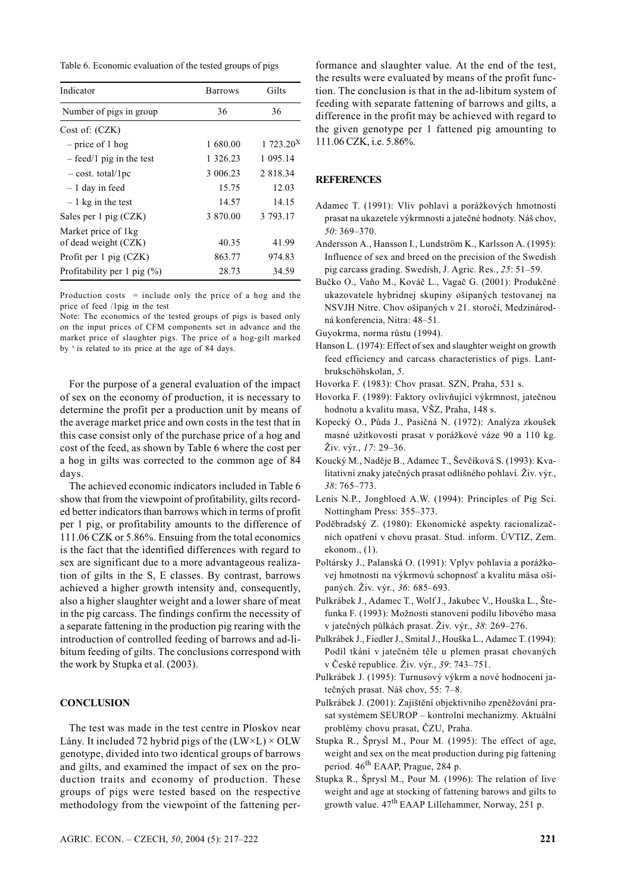Table 6. Economic evaluation of the tested groups of pigs

| Indicator | Barrows | Gilts |
|---|---|---|
| Number of pigs in group | 36 | 36 |
| Cost of: (CZK) | | |
| – price of 1 hog | 1 680.00 | 1 723.20[x] |
| – feed/1 pig in the test | 1 326.23 | 1 095.14 |
| – cost. total/1pc | 3 006.23 | 2 818.34 |
| – 1 day in feed | 15.75 | 12.03 |
| – 1 kg in the test | 14.57 | 14.15 |
| Sales per 1 pig (CZK) | 3 870.00 | 3 793.17 |
| Market price of 1kg of dead weight (CZK) | 40.35 | 41.99 |
| Profit per 1 pig (CZK) | 863.77 | 974.83 |
| Profitability per 1 pig (%) | 28.73 | 34.59 |

Production costs = include only the price of a hog and the price of feed /1pig in the test

Note: The economics of the tested groups of pigs is based only on the input prices of CFM components set in advance and the market price of slaughter pigs. The price of a hog-gilt marked by [x] is related to its price at the age of 84 days.

For the purpose of a general evaluation of the impact of sex on the economy of production, it is necessary to determine the profit per a production unit by means of the average market price and own costs in the test that in this case consist only of the purchase price of a hog and cost of the feed, as shown by Table 6 where the cost per a hog in gilts was corrected to the common age of 84 days.

The achieved economic indicators included in Table 6 show that from the viewpoint of profitability, gilts recorded better indicators than barrows which in terms of profit per 1 pig, or profitability amounts to the difference of 111.06 CZK or 5.86%. Ensuing from the total economics is the fact that the identified differences with regard to sex are significant due to a more advantageous realization of gilts in the S, E classes. By contrast, barrows achieved a higher growth intensity and, consequently, also a higher slaughter weight and a lower share of meat in the pig carcass. The findings confirm the necessity of a separate fattening in the production pig rearing with the introduction of controlled feeding of barrows and ad-libitum feeding of gilts. The conclusions correspond with the work by Stupka et al. (2003).

## CONCLUSION

The test was made in the test centre in Ploskov near Lány. It included 72 hybrid pigs of the (LW×L) × OLW genotype, divided into two identical groups of barrows and gilts, and examined the impact of sex on the production traits and economy of production. These groups of pigs were tested based on the respective methodology from the viewpoint of the fattening performance and slaughter value. At the end of the test, the results were evaluated by means of the profit function. The conclusion is that in the ad-libitum system of feeding with separate fattening of barrows and gilts, a difference in the profit may be achieved with regard to the given genotype per 1 fattened pig amounting to 111.06 CZK, i.e. 5.86%.

## REFERENCES

Adamec T. (1991): Vliv pohlaví a porážkových hmotností prasat na ukazetele výkrmnosti a jatečné hodnoty. Náš chov, *50*: 369–370.

Andersson A., Hansson I., Lundström K., Karlsson A. (1995): Influence of sex and breed on the precision of the Swedish pig carcass grading. Swedish, J. Agric. Res., *25*: 51–59.

Bučko O., Vaňo M., Kováč L., Vagač G. (2001): Produkčné ukazovatele hybridnej skupiny ošípaných testovanej na NSVJH Nitre. Chov ošípaných v 21. storočí, Medzinárodná konferencia, Nitra: 48–51.

Guyokrma, norma růstu (1994).

Hanson L. (1974): Effect of sex and slaughter weight on growth feed efficiency and carcass characteristics of pigs. Lantbrukschöhskolan, *5*.

Hovorka F. (1983): Chov prasat. SZN, Praha, 531 s.

Hovorka F. (1989): Faktory ovlivňující výkrmnost, jatečnou hodnotu a kvalitu masa, VŠZ, Praha, 148 s.

Kopecký O., Půda J., Pasičná N. (1972): Analýza zkoušek masné užitkovosti prasat v porážkové váze 90 a 110 kg. Živ. výr., *17*: 29–36.

Koucký M., Naděje B., Adamec T., Ševčíková S. (1993): Kvalitativní znaky jatečných prasat odlišného pohlaví. Živ. výr., *38*: 765–773.

Lenis N.P., Jongbloed A.W. (1994): Principles of Pig Sci. Nottingham Press: 355–373.

Poděbradský Z. (1980): Ekonomické aspekty racionalizačních opatření v chovu prasat. Stud. inform. ÚVTIZ, Zem. ekonom., (1).

Poltársky J., Palanská O. (1991): Vplyv pohlavia a porážkovej hmotnosti na výkrmovú schopnosť a kvalitu mäsa ošípaných. Živ. výr., *36*: 685–693.

Pulkrábek J., Adamec T., Wolf J., Jakubec V., Houška L., Štefunka F. (1993): Možnosti stanovení podílu libového masa v jatečných půlkách prasat. Živ. výr., *38*: 269–276.

Pulkrábek J., Fiedler J., Smital J., Houška L., Adamec T. (1994): Podíl tkání v jatečném těle u plemen prasat chovaných v České republice. Živ. výr., *39*: 743–751.

Pulkrábek J. (1995): Turnusový výkrm a nové hodnocení jatečných prasat. Náš chov, 55: 7–8.

Pulkrábek J. (2001): Zajištění objektivního zpeněžování prasat systémem SEUROP – kontrolní mechanizmy. Aktuální problémy chovu prasat, ČZU, Praha.

Stupka R., Šprysl M., Pour M. (1995): The effect of age, weight and sex on the meat production during pig fattening period. 46th EAAP, Prague, 284 p.

Stupka R., Šprysl M., Pour M. (1996): The relation of live weight and age at stocking of fattening barows and gilts to growth value. 47th EAAP Lillehammer, Norway, 251 p.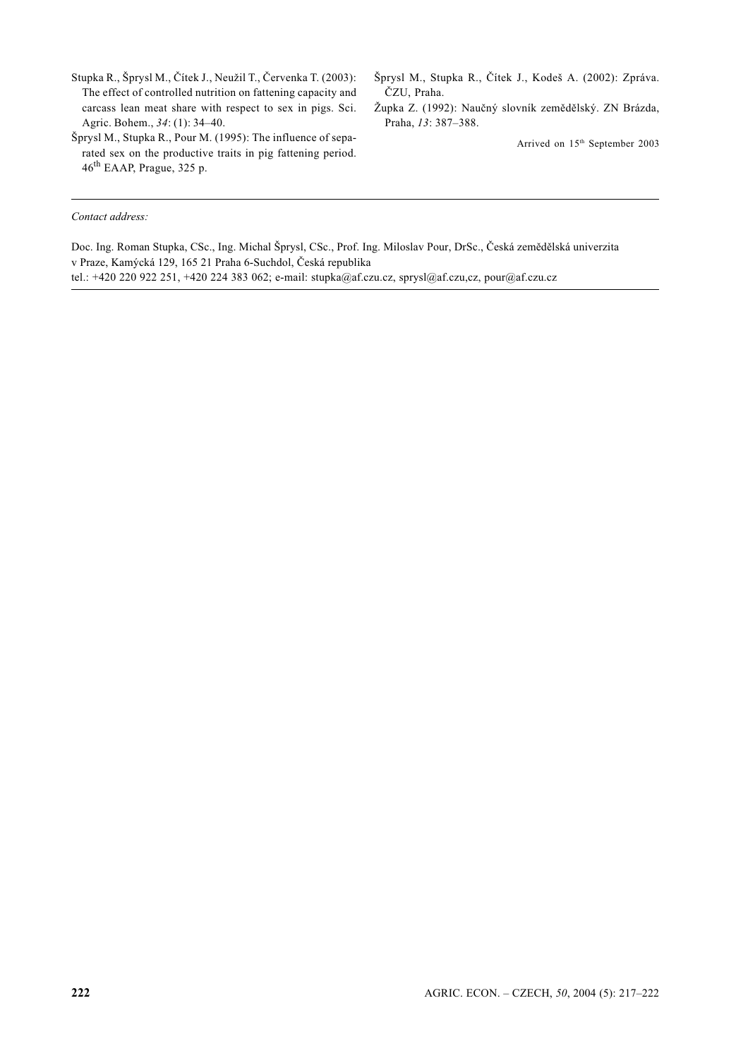Stupka R., Šprysl M., Čítek J., Neužil T., Červenka T. (2003): The effect of controlled nutrition on fattening capacity and carcass lean meat share with respect to sex in pigs. Sci. Agric. Bohem., *34*: (1): 34–40.

Šprysl M., Stupka R., Pour M. (1995): The influence of separated sex on the productive traits in pig fattening period. 46th EAAP, Prague, 325 p.

Šprysl M., Stupka R., Čítek J., Kodeš A. (2002): Zpráva. ČZU, Praha.

Županka Z. (1992): Naučný slovník zemědělský. ZN Brázda, Praha, *13*: 387–388.

Arrived on 15th September 2003

*Contact address:*

Doc. Ing. Roman Stupka, CSc., Ing. Michal Šprysl, CSc., Prof. Ing. Miloslav Pour, DrSc., Česká zemědělská univerzita v Praze, Kamýcká 129, 165 21 Praha 6-Suchdol, Česká republika
tel.: +420 220 922 251, +420 224 383 062; e-mail: stupka@af.czu.cz, sprysl@af.czu,cz, pour@af.czu.cz